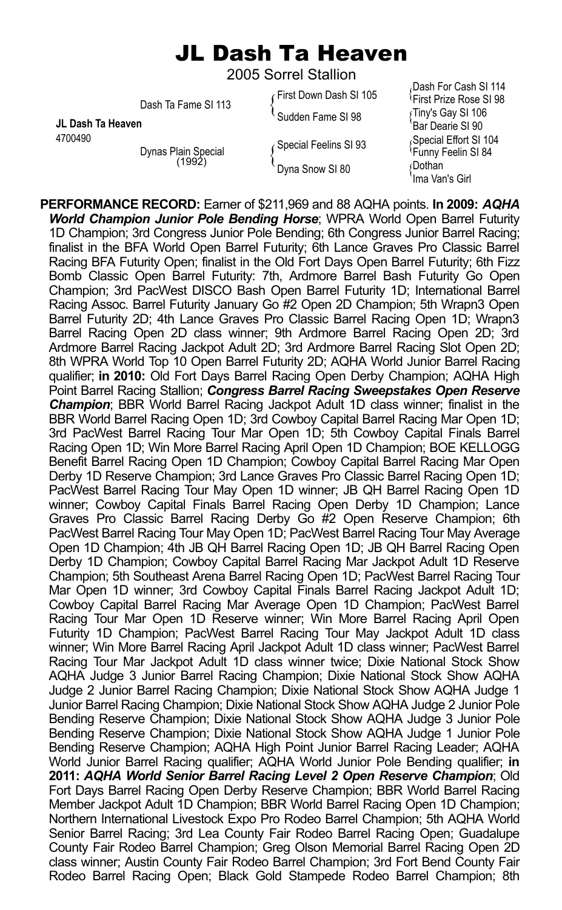# JL Dash Ta Heaven

2005 Sorrel Stallion

| | | | |
|---|---|---|---|
| JL Dash Ta Heaven 4700490 | Dash Ta Fame SI 113 | First Down Dash SI 105 | Dash For Cash SI 114 |
| | | | First Prize Rose SI 98 |
| | | Sudden Fame SI 98 | Tiny's Gay SI 106 |
| | | | Bar Dearie SI 90 |
| | Dynas Plain Special (1992) | Special Feelins SI 93 | Special Effort SI 104 |
| | | | Funny Feelin SI 84 |
| | | Dyna Snow SI 80 | Dothan |
| | | | Ima Van's Girl |

**PERFORMANCE RECORD:** Earner of $211,969 and 88 AQHA points. **In 2009:** ***AQHA World Champion Junior Pole Bending Horse***; WPRA World Open Barrel Futurity 1D Champion; 3rd Congress Junior Pole Bending; 6th Congress Junior Barrel Racing; finalist in the BFA World Open Barrel Futurity; 6th Lance Graves Pro Classic Barrel Racing BFA Futurity Open; finalist in the Old Fort Days Open Barrel Futurity; 6th Fizz Bomb Classic Open Barrel Futurity: 7th, Ardmore Barrel Bash Futurity Go Open Champion; 3rd PacWest DISCO Bash Open Barrel Futurity 1D; International Barrel Racing Assoc. Barrel Futurity January Go #2 Open 2D Champion; 5th Wrapn3 Open Barrel Futurity 2D; 4th Lance Graves Pro Classic Barrel Racing Open 1D; Wrapn3 Barrel Racing Open 2D class winner; 9th Ardmore Barrel Racing Open 2D; 3rd Ardmore Barrel Racing Jackpot Adult 2D; 3rd Ardmore Barrel Racing Slot Open 2D; 8th WPRA World Top 10 Open Barrel Futurity 2D; AQHA World Junior Barrel Racing qualifier; **in 2010:** Old Fort Days Barrel Racing Open Derby Champion; AQHA High Point Barrel Racing Stallion; ***Congress Barrel Racing Sweepstakes Open Reserve Champion***; BBR World Barrel Racing Jackpot Adult 1D class winner; finalist in the BBR World Barrel Racing Open 1D; 3rd Cowboy Capital Barrel Racing Mar Open 1D; 3rd PacWest Barrel Racing Tour Mar Open 1D; 5th Cowboy Capital Finals Barrel Racing Open 1D; Win More Barrel Racing April Open 1D Champion; BOE KELLOGG Benefit Barrel Racing Open 1D Champion; Cowboy Capital Barrel Racing Mar Open Derby 1D Reserve Champion; 3rd Lance Graves Pro Classic Barrel Racing Open 1D; PacWest Barrel Racing Tour May Open 1D winner; JB QH Barrel Racing Open 1D winner; Cowboy Capital Finals Barrel Racing Open Derby 1D Champion; Lance Graves Pro Classic Barrel Racing Derby Go #2 Open Reserve Champion; 6th PacWest Barrel Racing Tour May Open 1D; PacWest Barrel Racing Tour May Average Open 1D Champion; 4th JB QH Barrel Racing Open 1D; JB QH Barrel Racing Open Derby 1D Champion; Cowboy Capital Barrel Racing Mar Jackpot Adult 1D Reserve Champion; 5th Southeast Arena Barrel Racing Open 1D; PacWest Barrel Racing Tour Mar Open 1D winner; 3rd Cowboy Capital Finals Barrel Racing Jackpot Adult 1D; Cowboy Capital Barrel Racing Mar Average Open 1D Champion; PacWest Barrel Racing Tour Mar Open 1D Reserve winner; Win More Barrel Racing April Open Futurity 1D Champion; PacWest Barrel Racing Tour May Jackpot Adult 1D class winner; Win More Barrel Racing April Jackpot Adult 1D class winner; PacWest Barrel Racing Tour Mar Jackpot Adult 1D class winner twice; Dixie National Stock Show AQHA Judge 3 Junior Barrel Racing Champion; Dixie National Stock Show AQHA Judge 2 Junior Barrel Racing Champion; Dixie National Stock Show AQHA Judge 1 Junior Barrel Racing Champion; Dixie National Stock Show AQHA Judge 2 Junior Pole Bending Reserve Champion; Dixie National Stock Show AQHA Judge 3 Junior Pole Bending Reserve Champion; Dixie National Stock Show AQHA Judge 1 Junior Pole Bending Reserve Champion; AQHA High Point Junior Barrel Racing Leader; AQHA World Junior Barrel Racing qualifier; AQHA World Junior Pole Bending qualifier; **in 2011:** ***AQHA World Senior Barrel Racing Level 2 Open Reserve Champion***; Old Fort Days Barrel Racing Open Derby Reserve Champion; BBR World Barrel Racing Member Jackpot Adult 1D Champion; BBR World Barrel Racing Open 1D Champion; Northern International Livestock Expo Pro Rodeo Barrel Champion; 5th AQHA World Senior Barrel Racing; 3rd Lea County Fair Rodeo Barrel Racing Open; Guadalupe County Fair Rodeo Barrel Champion; Greg Olson Memorial Barrel Racing Open 2D class winner; Austin County Fair Rodeo Barrel Champion; 3rd Fort Bend County Fair Rodeo Barrel Racing Open; Black Gold Stampede Rodeo Barrel Champion; 8th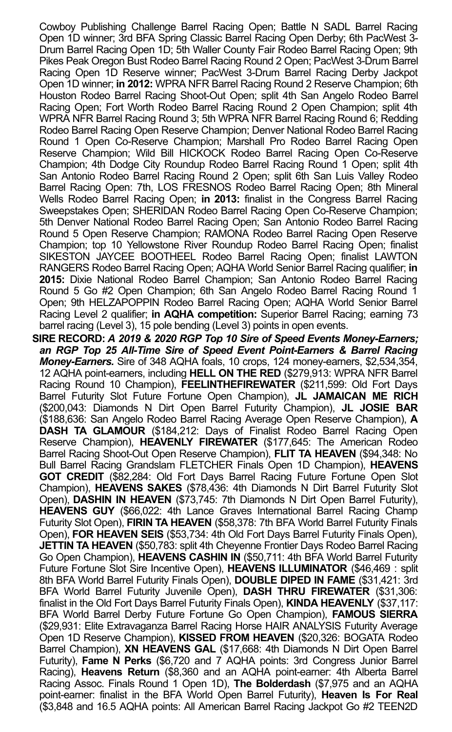Cowboy Publishing Challenge Barrel Racing Open; Battle N SADL Barrel Racing Open 1D winner; 3rd BFA Spring Classic Barrel Racing Open Derby; 6th PacWest 3-Drum Barrel Racing Open 1D; 5th Waller County Fair Rodeo Barrel Racing Open; 9th Pikes Peak Oregon Bust Rodeo Barrel Racing Round 2 Open; PacWest 3-Drum Barrel Racing Open 1D Reserve winner; PacWest 3-Drum Barrel Racing Derby Jackpot Open 1D winner; **in 2012:** WPRA NFR Barrel Racing Round 2 Reserve Champion; 6th Houston Rodeo Barrel Racing Shoot-Out Open; split 4th San Angelo Rodeo Barrel Racing Open; Fort Worth Rodeo Barrel Racing Round 2 Open Champion; split 4th WPRA NFR Barrel Racing Round 3; 5th WPRA NFR Barrel Racing Round 6; Redding Rodeo Barrel Racing Open Reserve Champion; Denver National Rodeo Barrel Racing Round 1 Open Co-Reserve Champion; Marshall Pro Rodeo Barrel Racing Open Reserve Champion; Wild Bill HICKOCK Rodeo Barrel Racing Open Co-Reserve Champion; 4th Dodge City Roundup Rodeo Barrel Racing Round 1 Open; split 4th San Antonio Rodeo Barrel Racing Round 2 Open; split 6th San Luis Valley Rodeo Barrel Racing Open: 7th, LOS FRESNOS Rodeo Barrel Racing Open; 8th Mineral Wells Rodeo Barrel Racing Open; **in 2013:** finalist in the Congress Barrel Racing Sweepstakes Open; SHERIDAN Rodeo Barrel Racing Open Co-Reserve Champion; 5th Denver National Rodeo Barrel Racing Open; San Antonio Rodeo Barrel Racing Round 5 Open Reserve Champion; RAMONA Rodeo Barrel Racing Open Reserve Champion; top 10 Yellowstone River Roundup Rodeo Barrel Racing Open; finalist SIKESTON JAYCEE BOOTHEEL Rodeo Barrel Racing Open; finalist LAWTON RANGERS Rodeo Barrel Racing Open; AQHA World Senior Barrel Racing qualifier; **in 2015:** Dixie National Rodeo Barrel Champion; San Antonio Rodeo Barrel Racing Round 5 Go #2 Open Champion; 6th San Angelo Rodeo Barrel Racing Round 1 Open; 9th HELZAPOPPIN Rodeo Barrel Racing Open; AQHA World Senior Barrel Racing Level 2 qualifier; **in AQHA competition:** Superior Barrel Racing; earning 73 barrel racing (Level 3), 15 pole bending (Level 3) points in open events.

**SIRE RECORD:** ***A 2019 & 2020 RGP Top 10 Sire of Speed Events Money-Earners; an RGP Top 25 All-Time Sire of Speed Event Point-Earners & Barrel Racing Money-Earners.*** Sire of 348 AQHA foals, 10 crops, 124 money-earners, $2,534,354, 12 AQHA point-earners, including **HELL ON THE RED** ($279,913: WPRA NFR Barrel Racing Round 10 Champion), **FEELINTHEFIREWATER** ($211,599: Old Fort Days Barrel Futurity Slot Future Fortune Open Champion), **JL JAMAICAN ME RICH** ($200,043: Diamonds N Dirt Open Barrel Futurity Champion), **JL JOSIE BAR** ($188,636: San Angelo Rodeo Barrel Racing Average Open Reserve Champion), **A DASH TA GLAMOUR** ($184,212: Days of Finalist Rodeo Barrel Racing Open Reserve Champion), **HEAVENLY FIREWATER** ($177,645: The American Rodeo Barrel Racing Shoot-Out Open Reserve Champion), **FLIT TA HEAVEN** ($94,348: No Bull Barrel Racing Grandslam FLETCHER Finals Open 1D Champion), **HEAVENS GOT CREDIT** ($82,284: Old Fort Days Barrel Racing Future Fortune Open Slot Champion), **HEAVENS SAKES** ($78,436: 4th Diamonds N Dirt Barrel Futurity Slot Open), **DASHIN IN HEAVEN** ($73,745: 7th Diamonds N Dirt Open Barrel Futurity), **HEAVENS GUY** ($66,022: 4th Lance Graves International Barrel Racing Champ Futurity Slot Open), **FIRIN TA HEAVEN** ($58,378: 7th BFA World Barrel Futurity Finals Open), **FOR HEAVEN SEIS** ($53,734: 4th Old Fort Days Barrel Futurity Finals Open), **JETTIN TA HEAVEN** ($50,783: split 4th Cheyenne Frontier Days Rodeo Barrel Racing Go Open Champion), **HEAVENS CASHIN IN** ($50,711: 4th BFA World Barrel Futurity Future Fortune Slot Sire Incentive Open), **HEAVENS ILLUMINATOR** ($46,469 : split 8th BFA World Barrel Futurity Finals Open), **DOUBLE DIPED IN FAME** ($31,421: 3rd BFA World Barrel Futurity Juvenile Open), **DASH THRU FIREWATER** ($31,306: finalist in the Old Fort Days Barrel Futurity Finals Open), **KINDA HEAVENLY** ($37,117: BFA World Barrel Derby Future Fortune Go Open Champion), **FAMOUS SIERRA** ($29,931: Elite Extravaganza Barrel Racing Horse HAIR ANALYSIS Futurity Average Open 1D Reserve Champion), **KISSED FROM HEAVEN** ($20,326: BOGATA Rodeo Barrel Champion), **XN HEAVENS GAL** ($17,668: 4th Diamonds N Dirt Open Barrel Futurity), **Fame N Perks** ($6,720 and 7 AQHA points: 3rd Congress Junior Barrel Racing), **Heavens Return** ($8,360 and an AQHA point-earner: 4th Alberta Barrel Racing Assoc. Finals Round 1 Open 1D), **The Bolderdash** ($7,975 and an AQHA point-earner: finalist in the BFA World Open Barrel Futurity), **Heaven Is For Real** ($3,848 and 16.5 AQHA points: All American Barrel Racing Jackpot Go #2 TEEN2D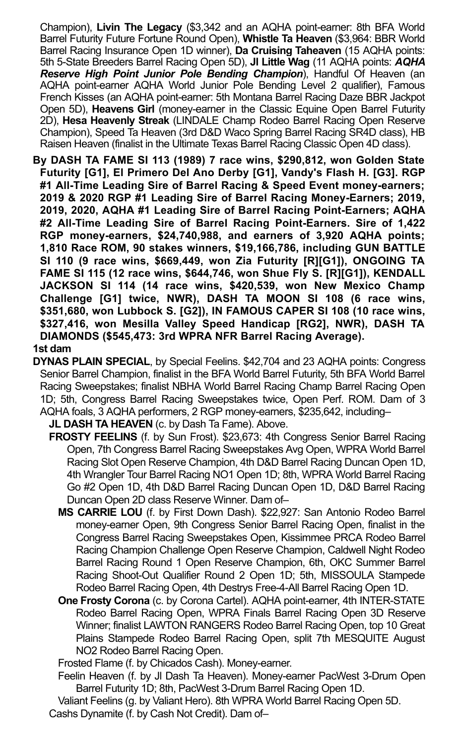Champion), **Livin The Legacy** ($3,342 and an AQHA point-earner: 8th BFA World Barrel Futurity Future Fortune Round Open), **Whistle Ta Heaven** ($3,964: BBR World Barrel Racing Insurance Open 1D winner), **Da Cruising Taheaven** (15 AQHA points: 5th 5-State Breeders Barrel Racing Open 5D), **Jl Little Wag** (11 AQHA points: ***AQHA Reserve High Point Junior Pole Bending Champion***), Handful Of Heaven (an AQHA point-earner AQHA World Junior Pole Bending Level 2 qualifier), Famous French Kisses (an AQHA point-earner: 5th Montana Barrel Racing Daze BBR Jackpot Open 5D), **Heavens Girl** (money-earner in the Classic Equine Open Barrel Futurity 2D), **Hesa Heavenly Streak** (LINDALE Champ Rodeo Barrel Racing Open Reserve Champion), Speed Ta Heaven (3rd D&D Waco Spring Barrel Racing SR4D class), HB Raisen Heaven (finalist in the Ultimate Texas Barrel Racing Classic Open 4D class).

**By DASH TA FAME SI 113 (1989) 7 race wins, $290,812, won Golden State Futurity [G1], El Primero Del Ano Derby [G1], Vandy's Flash H. [G3]. RGP #1 All-Time Leading Sire of Barrel Racing & Speed Event money-earners; 2019 & 2020 RGP #1 Leading Sire of Barrel Racing Money-Earners; 2019, 2019, 2020, AQHA #1 Leading Sire of Barrel Racing Point-Earners; AQHA #2 All-Time Leading Sire of Barrel Racing Point-Earners. Sire of 1,422 RGP money-earners, $24,740,988, and earners of 3,920 AQHA points; 1,810 Race ROM, 90 stakes winners, $19,166,786, including GUN BATTLE SI 110 (9 race wins, $669,449, won Zia Futurity [R][G1]), ONGOING TA FAME SI 115 (12 race wins, $644,746, won Shue Fly S. [R][G1]), KENDALL JACKSON SI 114 (14 race wins, $420,539, won New Mexico Champ Challenge [G1] twice, NWR), DASH TA MOON SI 108 (6 race wins, $351,680, won Lubbock S. [G2]), IN FAMOUS CAPER SI 108 (10 race wins, $327,416, won Mesilla Valley Speed Handicap [RG2], NWR), DASH TA DIAMONDS ($545,473: 3rd WPRA NFR Barrel Racing Average).**

**1st dam**

**DYNAS PLAIN SPECIAL**, by Special Feelins. $42,704 and 23 AQHA points: Congress Senior Barrel Champion, finalist in the BFA World Barrel Futurity, 5th BFA World Barrel Racing Sweepstakes; finalist NBHA World Barrel Racing Champ Barrel Racing Open 1D; 5th, Congress Barrel Racing Sweepstakes twice, Open Perf. ROM. Dam of 3 AQHA foals, 3 AQHA performers, 2 RGP money-earners, $235,642, including–

**JL DASH TA HEAVEN** (c. by Dash Ta Fame). Above.

**FROSTY FEELINS** (f. by Sun Frost). $23,673: 4th Congress Senior Barrel Racing Open, 7th Congress Barrel Racing Sweepstakes Avg Open, WPRA World Barrel Racing Slot Open Reserve Champion, 4th D&D Barrel Racing Duncan Open 1D, 4th Wrangler Tour Barrel Racing NO1 Open 1D; 8th, WPRA World Barrel Racing Go #2 Open 1D, 4th D&D Barrel Racing Duncan Open 1D, D&D Barrel Racing Duncan Open 2D class Reserve Winner. Dam of–

**MS CARRIE LOU** (f. by First Down Dash). $22,927: San Antonio Rodeo Barrel money-earner Open, 9th Congress Senior Barrel Racing Open, finalist in the Congress Barrel Racing Sweepstakes Open, Kissimmee PRCA Rodeo Barrel Racing Champion Challenge Open Reserve Champion, Caldwell Night Rodeo Barrel Racing Round 1 Open Reserve Champion, 6th, OKC Summer Barrel Racing Shoot-Out Qualifier Round 2 Open 1D; 5th, MISSOULA Stampede Rodeo Barrel Racing Open, 4th Destrys Free-4-All Barrel Racing Open 1D.

**One Frosty Corona** (c. by Corona Cartel). AQHA point-earner, 4th INTER-STATE Rodeo Barrel Racing Open, WPRA Finals Barrel Racing Open 3D Reserve Winner; finalist LAWTON RANGERS Rodeo Barrel Racing Open, top 10 Great Plains Stampede Rodeo Barrel Racing Open, split 7th MESQUITE August NO2 Rodeo Barrel Racing Open.

Frosted Flame (f. by Chicados Cash). Money-earner.

Feelin Heaven (f. by Jl Dash Ta Heaven). Money-earner PacWest 3-Drum Open Barrel Futurity 1D; 8th, PacWest 3-Drum Barrel Racing Open 1D.

Valiant Feelins (g. by Valiant Hero). 8th WPRA World Barrel Racing Open 5D.

Cashs Dynamite (f. by Cash Not Credit). Dam of–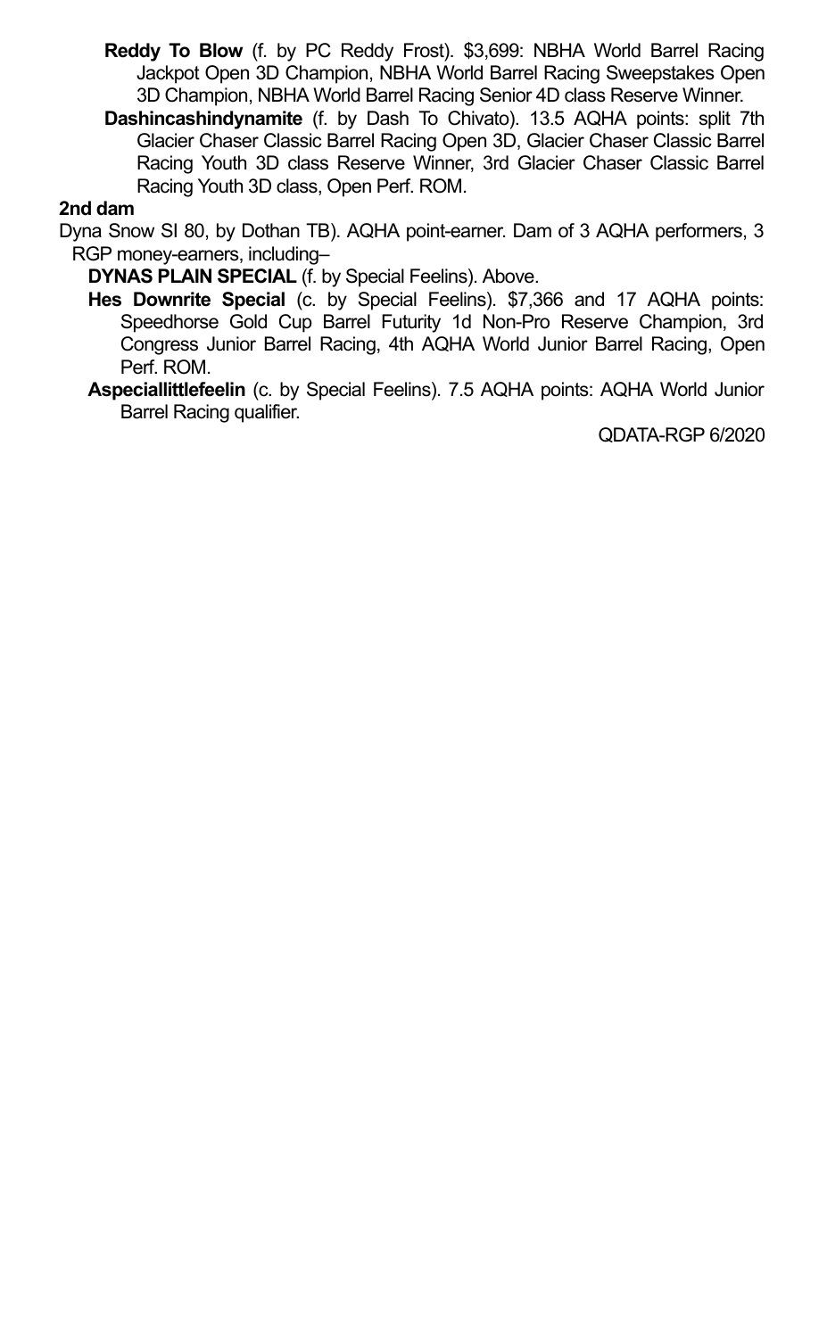**Reddy To Blow** (f. by PC Reddy Frost). $3,699: NBHA World Barrel Racing Jackpot Open 3D Champion, NBHA World Barrel Racing Sweepstakes Open 3D Champion, NBHA World Barrel Racing Senior 4D class Reserve Winner.

**Dashincashindynamite** (f. by Dash To Chivato). 13.5 AQHA points: split 7th Glacier Chaser Classic Barrel Racing Open 3D, Glacier Chaser Classic Barrel Racing Youth 3D class Reserve Winner, 3rd Glacier Chaser Classic Barrel Racing Youth 3D class, Open Perf. ROM.

**2nd dam**

Dyna Snow SI 80, by Dothan TB). AQHA point-earner. Dam of 3 AQHA performers, 3 RGP money-earners, including–

**DYNAS PLAIN SPECIAL** (f. by Special Feelins). Above.

**Hes Downrite Special** (c. by Special Feelins). $7,366 and 17 AQHA points: Speedhorse Gold Cup Barrel Futurity 1d Non-Pro Reserve Champion, 3rd Congress Junior Barrel Racing, 4th AQHA World Junior Barrel Racing, Open Perf. ROM.

**Aspeciallittlefeelin** (c. by Special Feelins). 7.5 AQHA points: AQHA World Junior Barrel Racing qualifier.

QDATA-RGP 6/2020